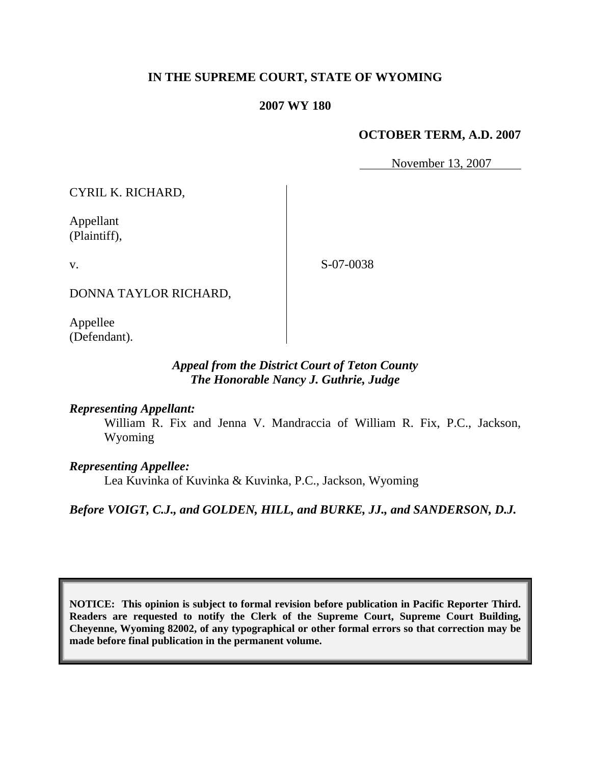**IN THE SUPREME COURT, STATE OF WYOMING**

**2007 WY 180**

**OCTOBER TERM, A.D. 2007**

November 13, 2007

CYRIL K. RICHARD,

Appellant
(Plaintiff),

v.

S-07-0038

DONNA TAYLOR RICHARD,

Appellee
(Defendant).

*Appeal from the District Court of Teton County*
*The Honorable Nancy J. Guthrie, Judge*

***Representing Appellant:***

William R. Fix and Jenna V. Mandraccia of William R. Fix, P.C., Jackson, Wyoming

***Representing Appellee:***

Lea Kuvinka of Kuvinka & Kuvinka, P.C., Jackson, Wyoming

***Before VOIGT, C.J., and GOLDEN, HILL, and BURKE, JJ., and SANDERSON, D.J.***

**NOTICE: This opinion is subject to formal revision before publication in Pacific Reporter Third. Readers are requested to notify the Clerk of the Supreme Court, Supreme Court Building, Cheyenne, Wyoming 82002, of any typographical or other formal errors so that correction may be made before final publication in the permanent volume.**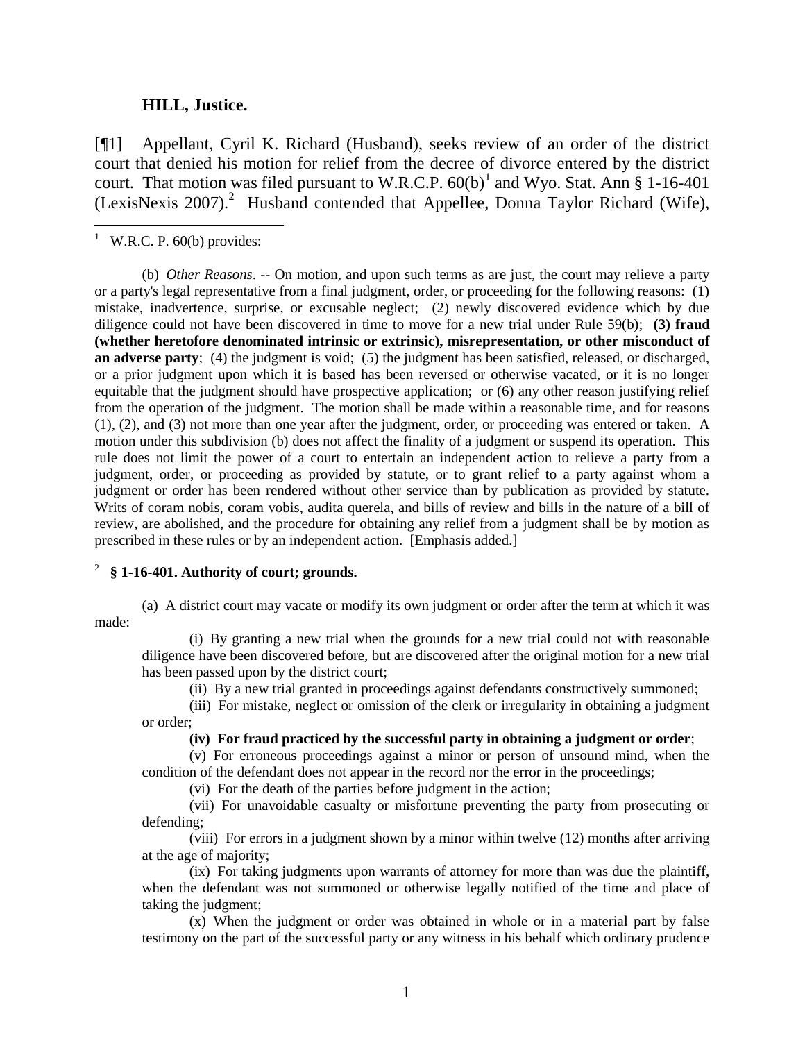**HILL, Justice.**

[¶1] Appellant, Cyril K. Richard (Husband), seeks review of an order of the district court that denied his motion for relief from the decree of divorce entered by the district court. That motion was filed pursuant to W.R.C.P. 60(b)[1] and Wyo. Stat. Ann § 1-16-401 (LexisNexis 2007).[2] Husband contended that Appellee, Donna Taylor Richard (Wife),

---

[1] W.R.C. P. 60(b) provides:

(b) *Other Reasons*. -- On motion, and upon such terms as are just, the court may relieve a party or a party's legal representative from a final judgment, order, or proceeding for the following reasons: (1) mistake, inadvertence, surprise, or excusable neglect; (2) newly discovered evidence which by due diligence could not have been discovered in time to move for a new trial under Rule 59(b); **(3) fraud (whether heretofore denominated intrinsic or extrinsic), misrepresentation, or other misconduct of an adverse party**; (4) the judgment is void; (5) the judgment has been satisfied, released, or discharged, or a prior judgment upon which it is based has been reversed or otherwise vacated, or it is no longer equitable that the judgment should have prospective application; or (6) any other reason justifying relief from the operation of the judgment. The motion shall be made within a reasonable time, and for reasons (1), (2), and (3) not more than one year after the judgment, order, or proceeding was entered or taken. A motion under this subdivision (b) does not affect the finality of a judgment or suspend its operation. This rule does not limit the power of a court to entertain an independent action to relieve a party from a judgment, order, or proceeding as provided by statute, or to grant relief to a party against whom a judgment or order has been rendered without other service than by publication as provided by statute. Writs of coram nobis, coram vobis, audita querela, and bills of review and bills in the nature of a bill of review, are abolished, and the procedure for obtaining any relief from a judgment shall be by motion as prescribed in these rules or by an independent action. [Emphasis added.]

[2] **§ 1-16-401. Authority of court; grounds.**

(a) A district court may vacate or modify its own judgment or order after the term at which it was made:

(i) By granting a new trial when the grounds for a new trial could not with reasonable diligence have been discovered before, but are discovered after the original motion for a new trial has been passed upon by the district court;

(ii) By a new trial granted in proceedings against defendants constructively summoned;

(iii) For mistake, neglect or omission of the clerk or irregularity in obtaining a judgment or order;

**(iv) For fraud practiced by the successful party in obtaining a judgment or order**;

(v) For erroneous proceedings against a minor or person of unsound mind, when the condition of the defendant does not appear in the record nor the error in the proceedings;

(vi) For the death of the parties before judgment in the action;

(vii) For unavoidable casualty or misfortune preventing the party from prosecuting or defending;

(viii) For errors in a judgment shown by a minor within twelve (12) months after arriving at the age of majority;

(ix) For taking judgments upon warrants of attorney for more than was due the plaintiff, when the defendant was not summoned or otherwise legally notified of the time and place of taking the judgment;

(x) When the judgment or order was obtained in whole or in a material part by false testimony on the part of the successful party or any witness in his behalf which ordinary prudence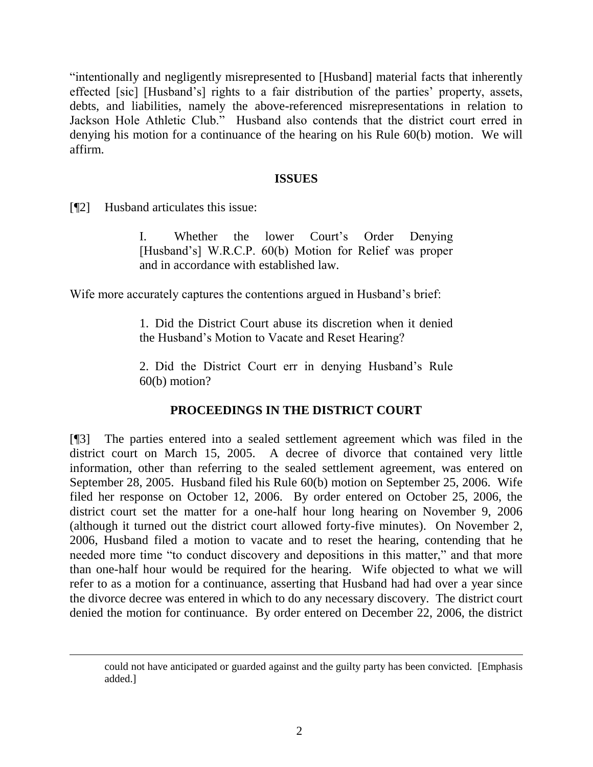"intentionally and negligently misrepresented to [Husband] material facts that inherently effected [sic] [Husband's] rights to a fair distribution of the parties' property, assets, debts, and liabilities, namely the above-referenced misrepresentations in relation to Jackson Hole Athletic Club." Husband also contends that the district court erred in denying his motion for a continuance of the hearing on his Rule 60(b) motion. We will affirm.

## ISSUES

[¶2] Husband articulates this issue:

> I. Whether the lower Court's Order Denying [Husband's] W.R.C.P. 60(b) Motion for Relief was proper and in accordance with established law.

Wife more accurately captures the contentions argued in Husband's brief:

> 1. Did the District Court abuse its discretion when it denied the Husband's Motion to Vacate and Reset Hearing?
>
> 2. Did the District Court err in denying Husband's Rule 60(b) motion?

## PROCEEDINGS IN THE DISTRICT COURT

[¶3] The parties entered into a sealed settlement agreement which was filed in the district court on March 15, 2005. A decree of divorce that contained very little information, other than referring to the sealed settlement agreement, was entered on September 28, 2005. Husband filed his Rule 60(b) motion on September 25, 2006. Wife filed her response on October 12, 2006. By order entered on October 25, 2006, the district court set the matter for a one-half hour long hearing on November 9, 2006 (although it turned out the district court allowed forty-five minutes). On November 2, 2006, Husband filed a motion to vacate and to reset the hearing, contending that he needed more time "to conduct discovery and depositions in this matter," and that more than one-half hour would be required for the hearing. Wife objected to what we will refer to as a motion for a continuance, asserting that Husband had had over a year since the divorce decree was entered in which to do any necessary discovery. The district court denied the motion for continuance. By order entered on December 22, 2006, the district

---

could not have anticipated or guarded against and the guilty party has been convicted. [Emphasis added.]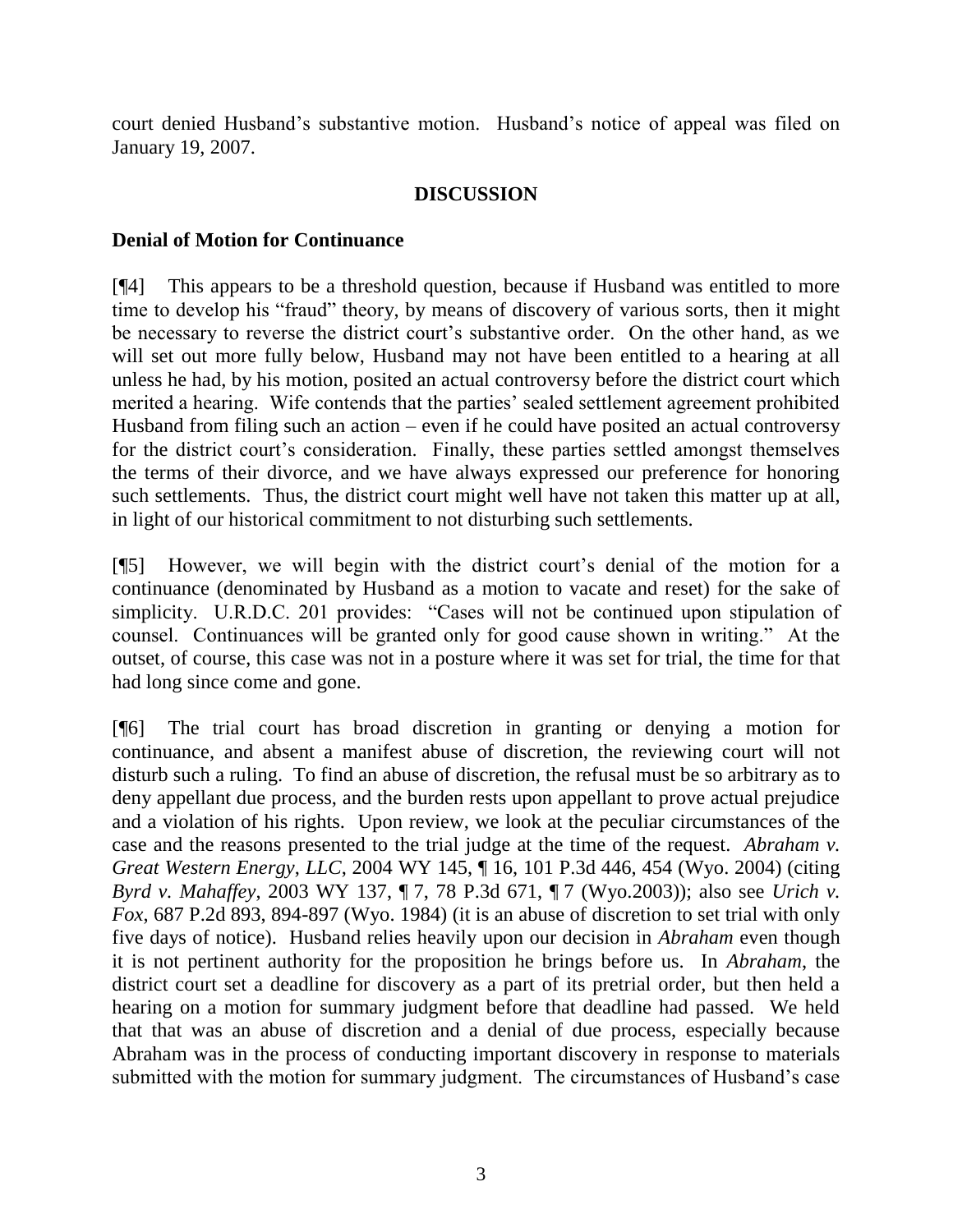court denied Husband's substantive motion. Husband's notice of appeal was filed on January 19, 2007.

## DISCUSSION

### Denial of Motion for Continuance

[¶4] This appears to be a threshold question, because if Husband was entitled to more time to develop his "fraud" theory, by means of discovery of various sorts, then it might be necessary to reverse the district court's substantive order. On the other hand, as we will set out more fully below, Husband may not have been entitled to a hearing at all unless he had, by his motion, posited an actual controversy before the district court which merited a hearing. Wife contends that the parties' sealed settlement agreement prohibited Husband from filing such an action – even if he could have posited an actual controversy for the district court's consideration. Finally, these parties settled amongst themselves the terms of their divorce, and we have always expressed our preference for honoring such settlements. Thus, the district court might well have not taken this matter up at all, in light of our historical commitment to not disturbing such settlements.

[¶5] However, we will begin with the district court's denial of the motion for a continuance (denominated by Husband as a motion to vacate and reset) for the sake of simplicity. U.R.D.C. 201 provides: "Cases will not be continued upon stipulation of counsel. Continuances will be granted only for good cause shown in writing." At the outset, of course, this case was not in a posture where it was set for trial, the time for that had long since come and gone.

[¶6] The trial court has broad discretion in granting or denying a motion for continuance, and absent a manifest abuse of discretion, the reviewing court will not disturb such a ruling. To find an abuse of discretion, the refusal must be so arbitrary as to deny appellant due process, and the burden rests upon appellant to prove actual prejudice and a violation of his rights. Upon review, we look at the peculiar circumstances of the case and the reasons presented to the trial judge at the time of the request. *Abraham v. Great Western Energy, LLC*, 2004 WY 145, ¶ 16, 101 P.3d 446, 454 (Wyo. 2004) (citing *Byrd v. Mahaffey*, 2003 WY 137, ¶ 7, 78 P.3d 671, ¶ 7 (Wyo.2003)); also see *Urich v. Fox*, 687 P.2d 893, 894-897 (Wyo. 1984) (it is an abuse of discretion to set trial with only five days of notice). Husband relies heavily upon our decision in *Abraham* even though it is not pertinent authority for the proposition he brings before us. In *Abraham*, the district court set a deadline for discovery as a part of its pretrial order, but then held a hearing on a motion for summary judgment before that deadline had passed. We held that that was an abuse of discretion and a denial of due process, especially because Abraham was in the process of conducting important discovery in response to materials submitted with the motion for summary judgment. The circumstances of Husband's case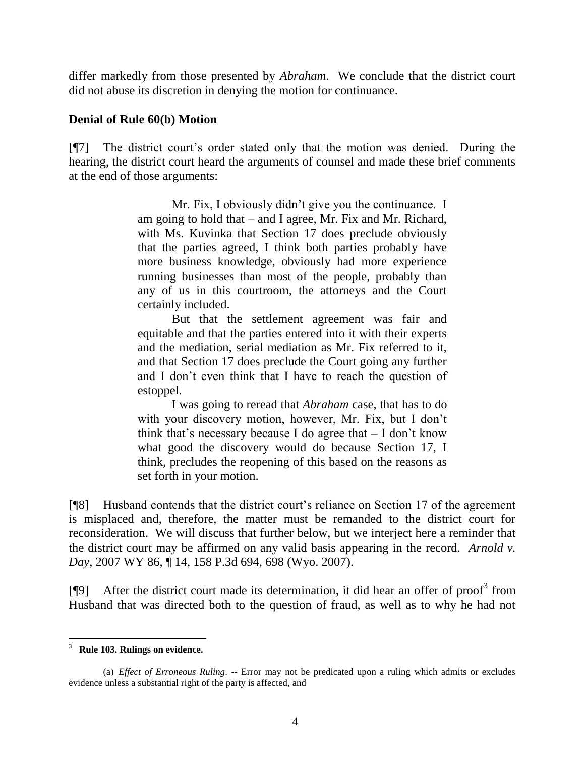differ markedly from those presented by *Abraham*. We conclude that the district court did not abuse its discretion in denying the motion for continuance.

**Denial of Rule 60(b) Motion**

[¶7] The district court's order stated only that the motion was denied. During the hearing, the district court heard the arguments of counsel and made these brief comments at the end of those arguments:

> Mr. Fix, I obviously didn't give you the continuance. I am going to hold that – and I agree, Mr. Fix and Mr. Richard, with Ms. Kuvinka that Section 17 does preclude obviously that the parties agreed, I think both parties probably have more business knowledge, obviously had more experience running businesses than most of the people, probably than any of us in this courtroom, the attorneys and the Court certainly included.
>
> But that the settlement agreement was fair and equitable and that the parties entered into it with their experts and the mediation, serial mediation as Mr. Fix referred to it, and that Section 17 does preclude the Court going any further and I don't even think that I have to reach the question of estoppel.
>
> I was going to reread that *Abraham* case, that has to do with your discovery motion, however, Mr. Fix, but I don't think that's necessary because I do agree that – I don't know what good the discovery would do because Section 17, I think, precludes the reopening of this based on the reasons as set forth in your motion.

[¶8] Husband contends that the district court's reliance on Section 17 of the agreement is misplaced and, therefore, the matter must be remanded to the district court for reconsideration. We will discuss that further below, but we interject here a reminder that the district court may be affirmed on any valid basis appearing in the record. *Arnold v. Day*, 2007 WY 86, ¶ 14, 158 P.3d 694, 698 (Wyo. 2007).

[¶9] After the district court made its determination, it did hear an offer of proof[3] from Husband that was directed both to the question of fraud, as well as to why he had not

---

[3] **Rule 103. Rulings on evidence.**

(a) *Effect of Erroneous Ruling*. -- Error may not be predicated upon a ruling which admits or excludes evidence unless a substantial right of the party is affected, and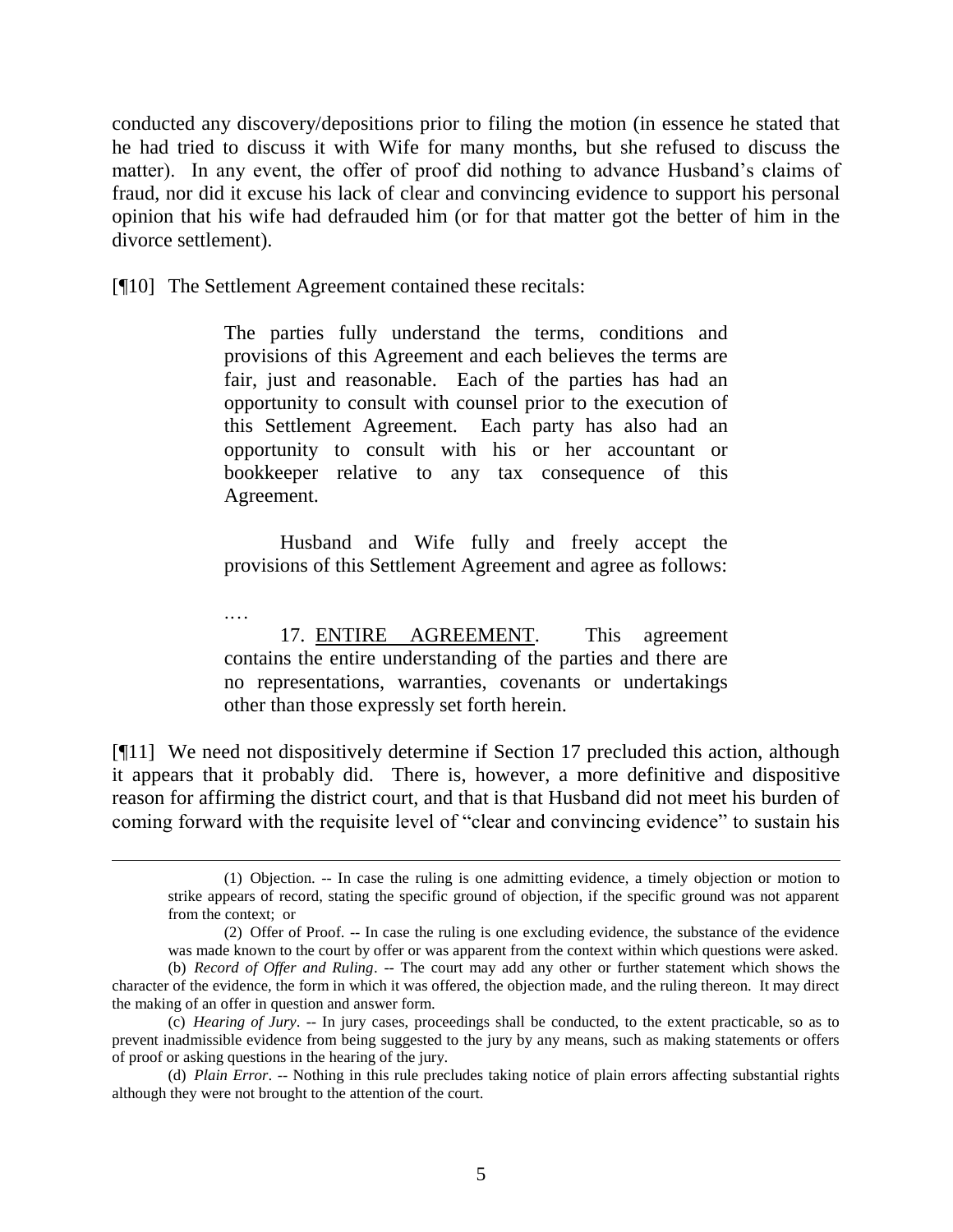conducted any discovery/depositions prior to filing the motion (in essence he stated that he had tried to discuss it with Wife for many months, but she refused to discuss the matter). In any event, the offer of proof did nothing to advance Husband's claims of fraud, nor did it excuse his lack of clear and convincing evidence to support his personal opinion that his wife had defrauded him (or for that matter got the better of him in the divorce settlement).

[¶10] The Settlement Agreement contained these recitals:

> The parties fully understand the terms, conditions and provisions of this Agreement and each believes the terms are fair, just and reasonable. Each of the parties has had an opportunity to consult with counsel prior to the execution of this Settlement Agreement. Each party has also had an opportunity to consult with his or her accountant or bookkeeper relative to any tax consequence of this Agreement.
>
> Husband and Wife fully and freely accept the provisions of this Settlement Agreement and agree as follows:
>
> ….
>
> 17. ENTIRE AGREEMENT. This agreement contains the entire understanding of the parties and there are no representations, warranties, covenants or undertakings other than those expressly set forth herein.

[¶11] We need not dispositively determine if Section 17 precluded this action, although it appears that it probably did. There is, however, a more definitive and dispositive reason for affirming the district court, and that is that Husband did not meet his burden of coming forward with the requisite level of "clear and convincing evidence" to sustain his

---

(1) Objection. -- In case the ruling is one admitting evidence, a timely objection or motion to strike appears of record, stating the specific ground of objection, if the specific ground was not apparent from the context; or

(2) Offer of Proof. -- In case the ruling is one excluding evidence, the substance of the evidence was made known to the court by offer or was apparent from the context within which questions were asked.

(b) *Record of Offer and Ruling*. -- The court may add any other or further statement which shows the character of the evidence, the form in which it was offered, the objection made, and the ruling thereon. It may direct the making of an offer in question and answer form.

(c) *Hearing of Jury*. -- In jury cases, proceedings shall be conducted, to the extent practicable, so as to prevent inadmissible evidence from being suggested to the jury by any means, such as making statements or offers of proof or asking questions in the hearing of the jury.

(d) *Plain Error*. -- Nothing in this rule precludes taking notice of plain errors affecting substantial rights although they were not brought to the attention of the court.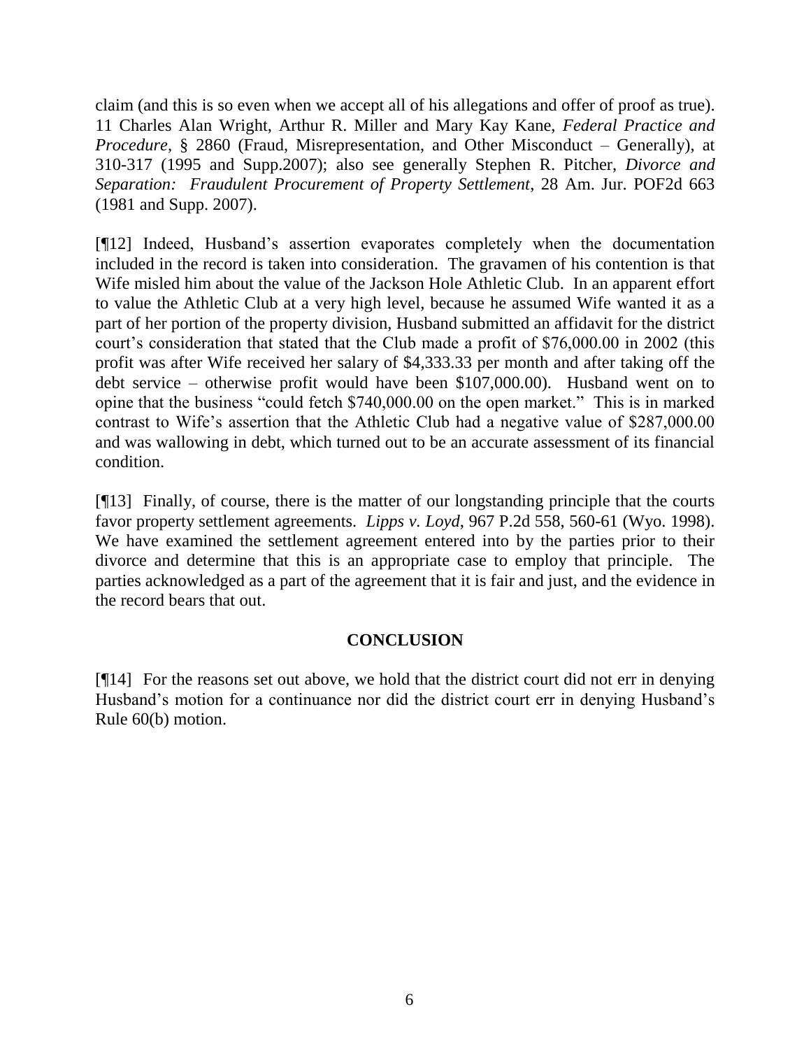claim (and this is so even when we accept all of his allegations and offer of proof as true). 11 Charles Alan Wright, Arthur R. Miller and Mary Kay Kane, *Federal Practice and Procedure*, § 2860 (Fraud, Misrepresentation, and Other Misconduct – Generally), at 310-317 (1995 and Supp.2007); also see generally Stephen R. Pitcher, *Divorce and Separation: Fraudulent Procurement of Property Settlement*, 28 Am. Jur. POF2d 663 (1981 and Supp. 2007).

[¶12] Indeed, Husband's assertion evaporates completely when the documentation included in the record is taken into consideration. The gravamen of his contention is that Wife misled him about the value of the Jackson Hole Athletic Club. In an apparent effort to value the Athletic Club at a very high level, because he assumed Wife wanted it as a part of her portion of the property division, Husband submitted an affidavit for the district court's consideration that stated that the Club made a profit of $76,000.00 in 2002 (this profit was after Wife received her salary of $4,333.33 per month and after taking off the debt service – otherwise profit would have been $107,000.00). Husband went on to opine that the business "could fetch $740,000.00 on the open market." This is in marked contrast to Wife's assertion that the Athletic Club had a negative value of $287,000.00 and was wallowing in debt, which turned out to be an accurate assessment of its financial condition.

[¶13] Finally, of course, there is the matter of our longstanding principle that the courts favor property settlement agreements. *Lipps v. Loyd*, 967 P.2d 558, 560-61 (Wyo. 1998). We have examined the settlement agreement entered into by the parties prior to their divorce and determine that this is an appropriate case to employ that principle. The parties acknowledged as a part of the agreement that it is fair and just, and the evidence in the record bears that out.

## CONCLUSION

[¶14] For the reasons set out above, we hold that the district court did not err in denying Husband's motion for a continuance nor did the district court err in denying Husband's Rule 60(b) motion.